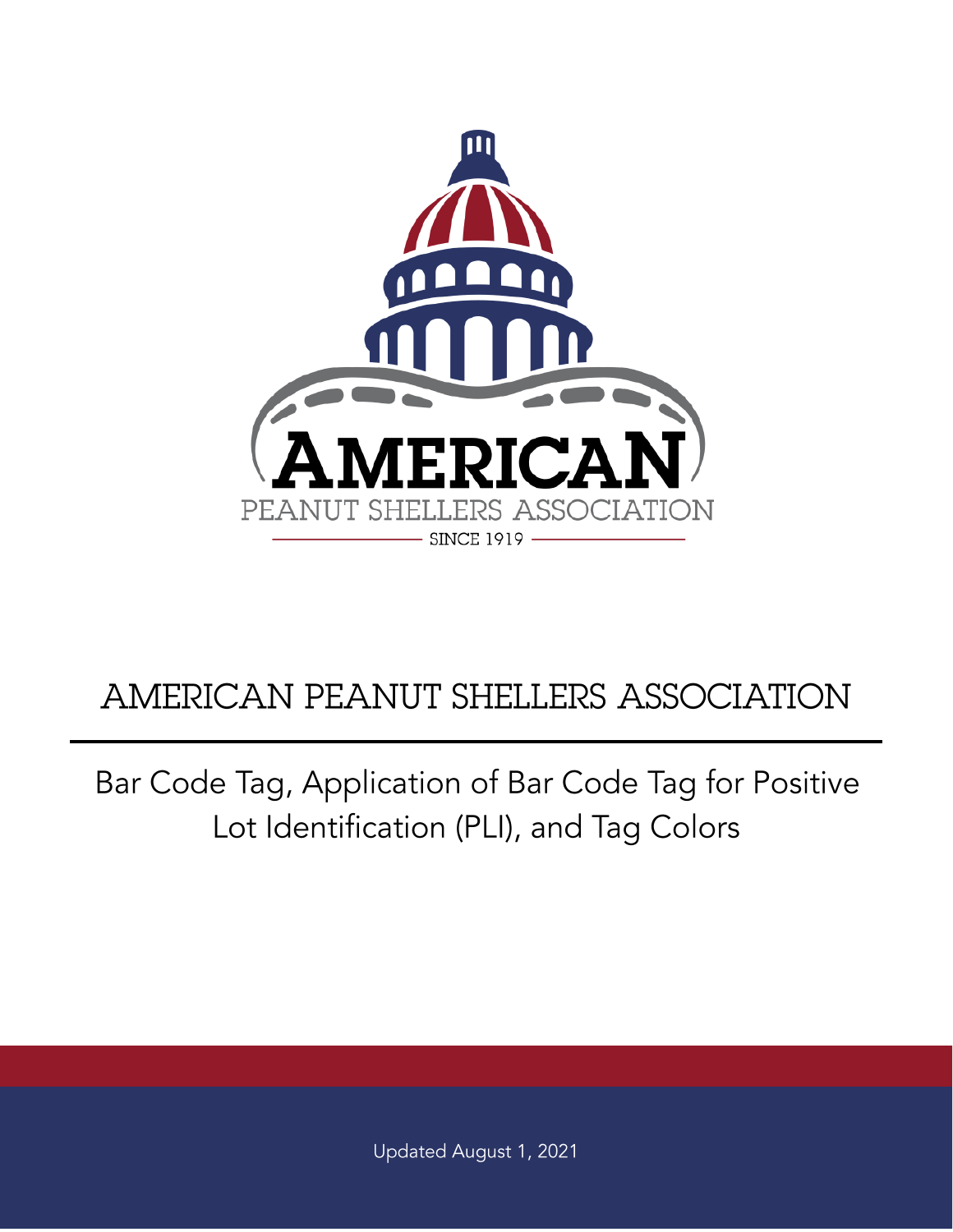AMERICAN

PEANUT SHELLERS ASSOCIATION

SINCE 1919

# AMERICAN PEANUT SHELLERS ASSOCIATION

## Bar Code Tag, Application of Bar Code Tag for Positive Lot Identification (PLI), and Tag Colors

Updated August 1, 2021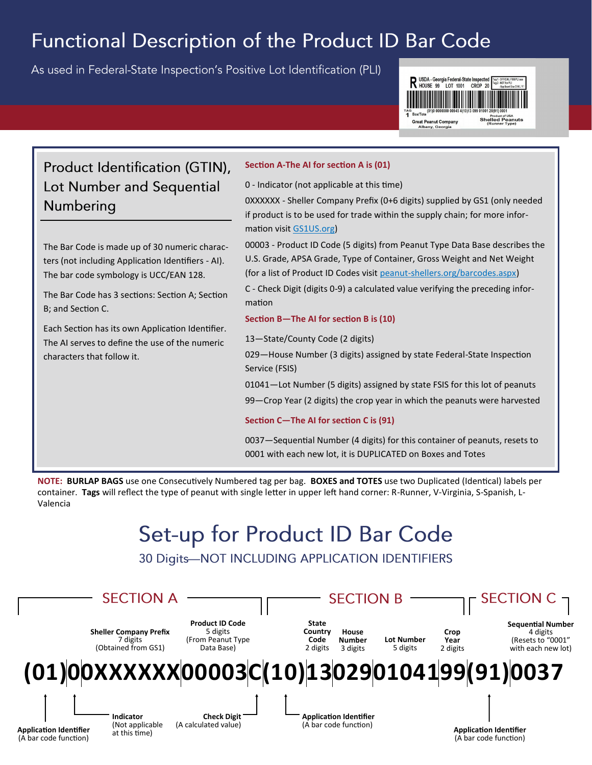# Functional Description of the Product ID Bar Code

As used in Federal-State Inspection's Positive Lot Identification (PLI)

## Product Identification (GTIN), Lot Number and Sequential Numbering

The Bar Code is made up of 30 numeric characters (not including Application Identifiers - AI). The bar code symbology is UCC/EAN 128.

The Bar Code has 3 sections: Section A; Section B; and Section C.

Each Section has its own Application Identifier. The AI serves to define the use of the numeric characters that follow it.

**Section A-The AI for section A is (01)**

0 - Indicator (not applicable at this time)

0XXXXXX - Sheller Company Prefix (0+6 digits) supplied by GS1 (only needed if product is to be used for trade within the supply chain; for more information visit GS1US.org)

00003 - Product ID Code (5 digits) from Peanut Type Data Base describes the U.S. Grade, APSA Grade, Type of Container, Gross Weight and Net Weight (for a list of Product ID Codes visit peanut-shellers.org/barcodes.aspx)

C - Check Digit (digits 0-9) a calculated value verifying the preceding information

**Section B—The AI for section B is (10)**

13—State/County Code (2 digits)

029—House Number (3 digits) assigned by state Federal-State Inspection Service (FSIS)

01041—Lot Number (5 digits) assigned by state FSIS for this lot of peanuts

99—Crop Year (2 digits) the crop year in which the peanuts were harvested

**Section C—The AI for section C is (91)**

0037—Sequential Number (4 digits) for this container of peanuts, resets to 0001 with each new lot, it is DUPLICATED on Boxes and Totes

**NOTE:** **BURLAP BAGS** use one Consecutively Numbered tag per bag. **BOXES and TOTES** use two Duplicated (Identical) labels per container. **Tags** will reflect the type of peanut with single letter in upper left hand corner: R-Runner, V-Virginia, S-Spanish, L-Valencia

# Set-up for Product ID Bar Code

30 Digits—NOT INCLUDING APPLICATION IDENTIFIERS

**(01)00XXXXXX00003C(10)1302901041 99(91)0037**

| | SECTION A | | | | SECTION B | | | | | SECTION C |
|---|---|---|---|---|---|---|---|---|---|---|
| **(01)** | **0** | **0XXXXXX** | **00003** | **C** | **(10)** | **13** | **029** | **01041** | **99** | **(91)** | 
| **Application Identifier** (A bar code function) | **Indicator** (Not applicable at this time) | **Sheller Company Prefix** 7 digits (Obtained from GS1) | **Product ID Code** 5 digits (From Peanut Type Data Base) | **Check Digit** (A calculated value) | **Application Identifier** (A bar code function) | **State Country Code** 2 digits | **House Number** 3 digits | **Lot Number** 5 digits | **Crop Year** 2 digits | **Application Identifier** (A bar code function) |

Section C: **0037** — **Sequential Number** 4 digits (Resets to "0001" with each new lot)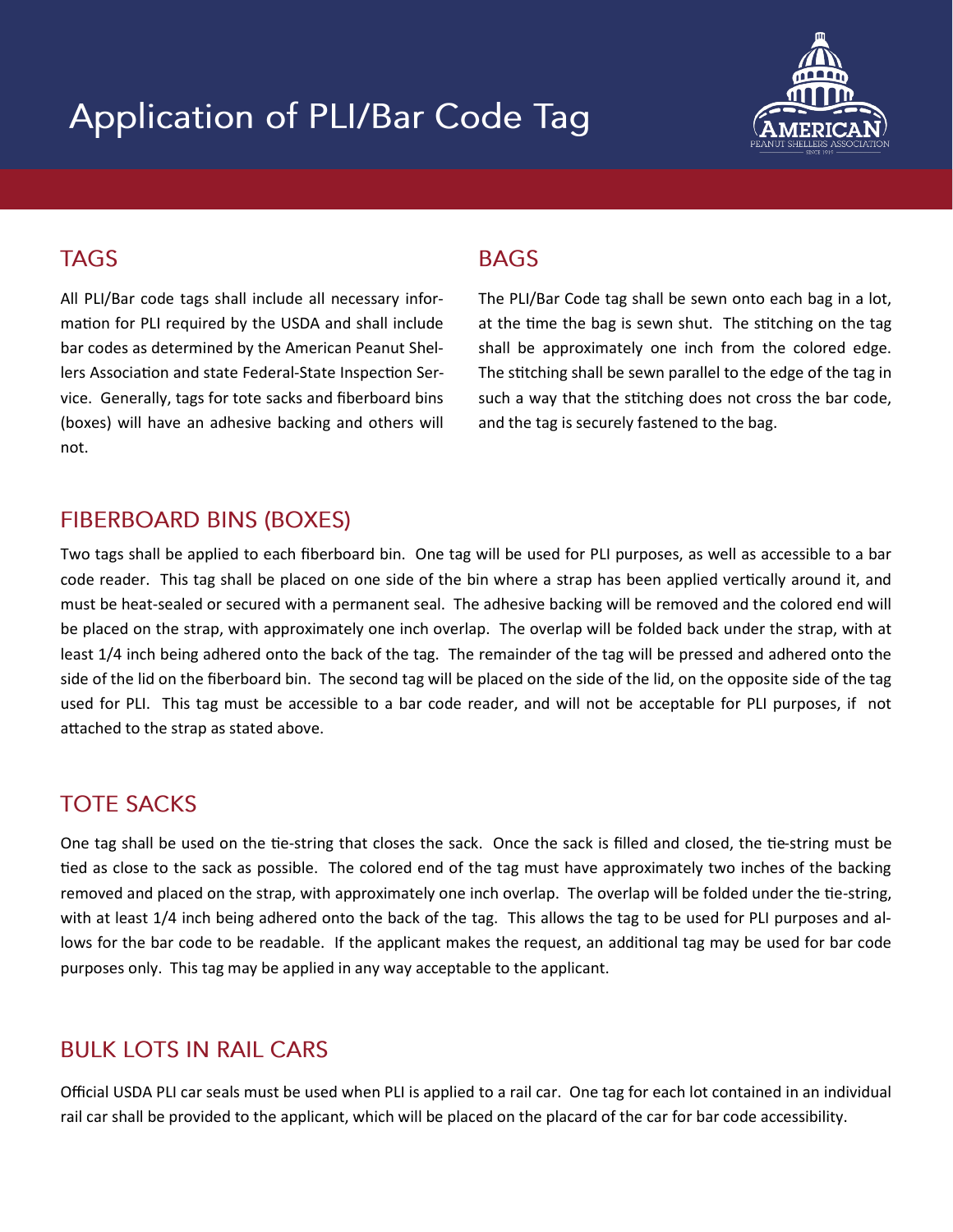# Application of PLI/Bar Code Tag

## TAGS

All PLI/Bar code tags shall include all necessary information for PLI required by the USDA and shall include bar codes as determined by the American Peanut Shellers Association and state Federal-State Inspection Service. Generally, tags for tote sacks and fiberboard bins (boxes) will have an adhesive backing and others will not.

## BAGS

The PLI/Bar Code tag shall be sewn onto each bag in a lot, at the time the bag is sewn shut. The stitching on the tag shall be approximately one inch from the colored edge. The stitching shall be sewn parallel to the edge of the tag in such a way that the stitching does not cross the bar code, and the tag is securely fastened to the bag.

## FIBERBOARD BINS (BOXES)

Two tags shall be applied to each fiberboard bin. One tag will be used for PLI purposes, as well as accessible to a bar code reader. This tag shall be placed on one side of the bin where a strap has been applied vertically around it, and must be heat-sealed or secured with a permanent seal. The adhesive backing will be removed and the colored end will be placed on the strap, with approximately one inch overlap. The overlap will be folded back under the strap, with at least 1/4 inch being adhered onto the back of the tag. The remainder of the tag will be pressed and adhered onto the side of the lid on the fiberboard bin. The second tag will be placed on the side of the lid, on the opposite side of the tag used for PLI. This tag must be accessible to a bar code reader, and will not be acceptable for PLI purposes, if not attached to the strap as stated above.

## TOTE SACKS

One tag shall be used on the tie-string that closes the sack. Once the sack is filled and closed, the tie-string must be tied as close to the sack as possible. The colored end of the tag must have approximately two inches of the backing removed and placed on the strap, with approximately one inch overlap. The overlap will be folded under the tie-string, with at least 1/4 inch being adhered onto the back of the tag. This allows the tag to be used for PLI purposes and allows for the bar code to be readable. If the applicant makes the request, an additional tag may be used for bar code purposes only. This tag may be applied in any way acceptable to the applicant.

## BULK LOTS IN RAIL CARS

Official USDA PLI car seals must be used when PLI is applied to a rail car. One tag for each lot contained in an individual rail car shall be provided to the applicant, which will be placed on the placard of the car for bar code accessibility.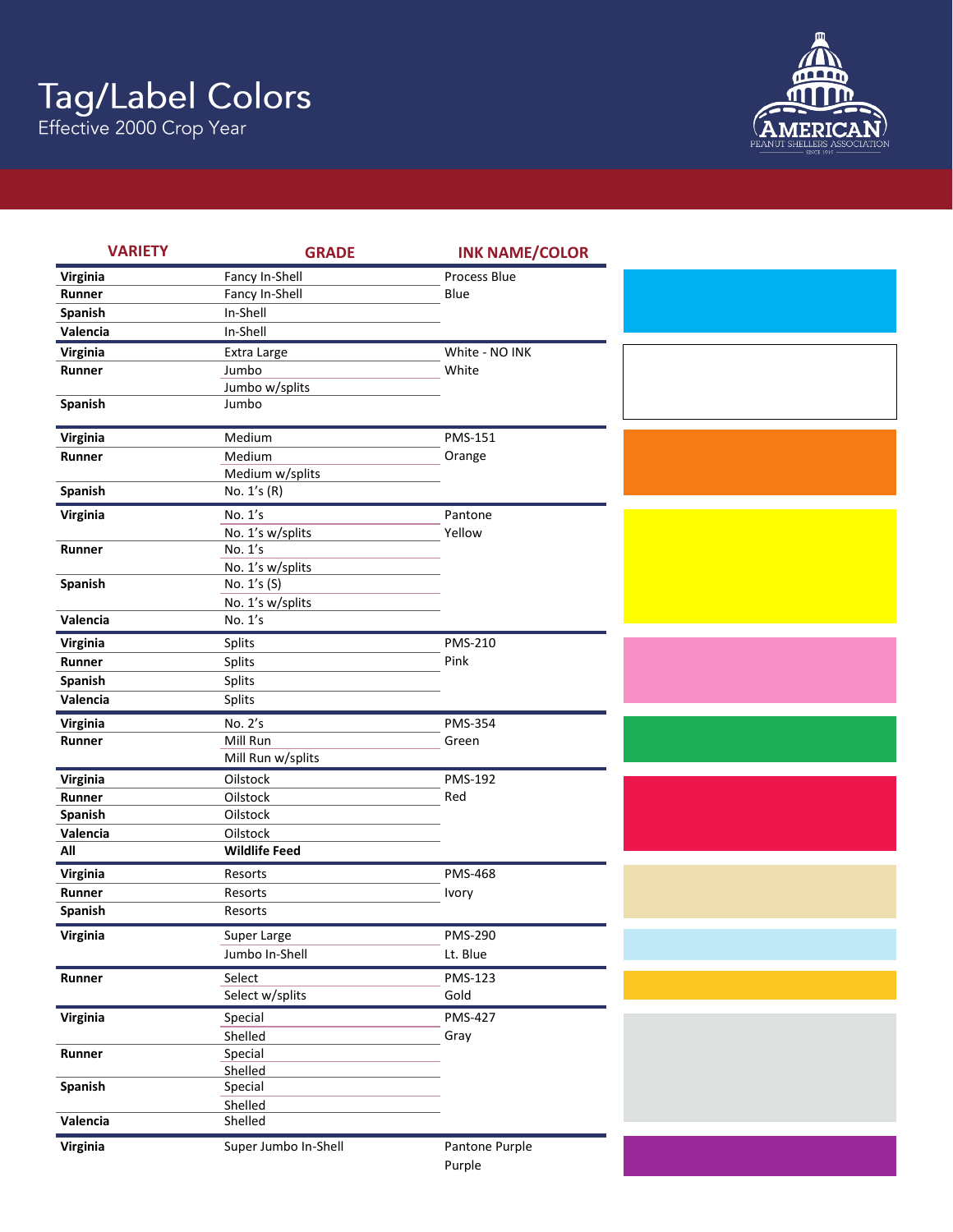# Tag/Label Colors

Effective 2000 Crop Year

AMERICAN PEANUT SHELLERS ASSOCIATION

SINCE 1919

| VARIETY | GRADE | INK NAME/COLOR |
|---|---|---|
| **Virginia** | Fancy In-Shell | Process Blue |
| **Runner** | Fancy In-Shell | Blue |
| **Spanish** | In-Shell | |
| **Valencia** | In-Shell | |
| **Virginia** | Extra Large | White - NO INK |
| **Runner** | Jumbo | White |
| | Jumbo w/splits | |
| **Spanish** | Jumbo | |
| **Virginia** | Medium | PMS-151 |
| **Runner** | Medium | Orange |
| | Medium w/splits | |
| **Spanish** | No. 1's (R) | |
| **Virginia** | No. 1's | Pantone |
| | No. 1's w/splits | Yellow |
| **Runner** | No. 1's | |
| | No. 1's w/splits | |
| **Spanish** | No. 1's (S) | |
| | No. 1's w/splits | |
| **Valencia** | No. 1's | |
| **Virginia** | Splits | PMS-210 |
| **Runner** | Splits | Pink |
| **Spanish** | Splits | |
| **Valencia** | Splits | |
| **Virginia** | No. 2's | PMS-354 |
| **Runner** | Mill Run | Green |
| | Mill Run w/splits | |
| **Virginia** | Oilstock | PMS-192 |
| **Runner** | Oilstock | Red |
| **Spanish** | Oilstock | |
| **Valencia** | Oilstock | |
| **All** | **Wildlife Feed** | |
| **Virginia** | Resorts | PMS-468 |
| **Runner** | Resorts | Ivory |
| **Spanish** | Resorts | |
| **Virginia** | Super Large | PMS-290 |
| | Jumbo In-Shell | Lt. Blue |
| **Runner** | Select | PMS-123 |
| | Select w/splits | Gold |
| **Virginia** | Special | PMS-427 |
| | Shelled | Gray |
| **Runner** | Special | |
| | Shelled | |
| **Spanish** | Special | |
| | Shelled | |
| **Valencia** | Shelled | |
| **Virginia** | Super Jumbo In-Shell | Pantone Purple |
| | | Purple |